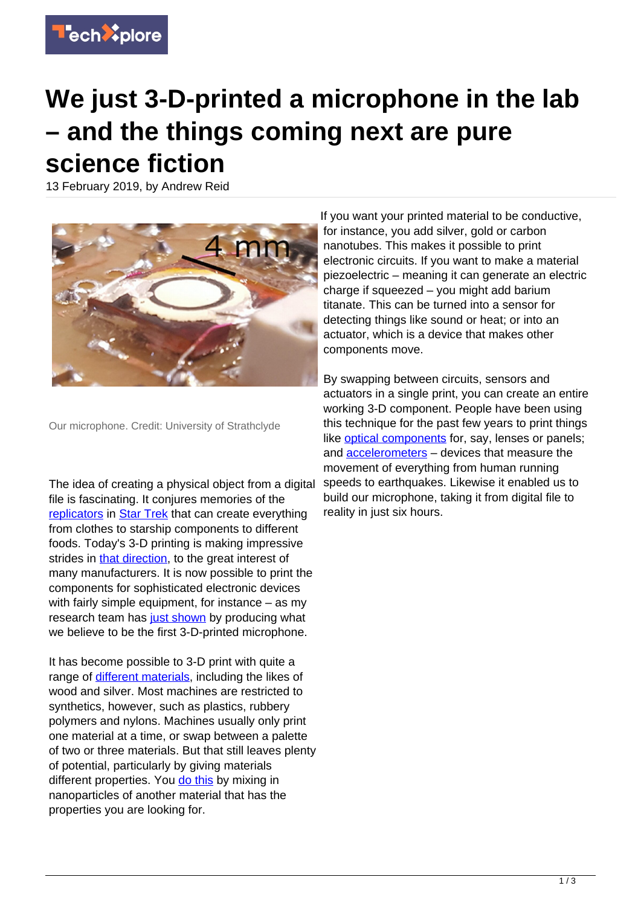# We just 3-D-printed a microphone in the lab – and the things coming next are pure science fiction

13 February 2019, by Andrew Reid

Our microphone. Credit: University of Strathclyde

The idea of creating a physical object from a digital file is fascinating. It conjures memories of the replicators in Star Trek that can create everything from clothes to starship components to different foods. Today's 3-D printing is making impressive strides in that direction, to the great interest of many manufacturers. It is now possible to print the components for sophisticated electronic devices with fairly simple equipment, for instance – as my research team has just shown by producing what we believe to be the first 3-D-printed microphone.

It has become possible to 3-D print with quite a range of different materials, including the likes of wood and silver. Most machines are restricted to synthetics, however, such as plastics, rubbery polymers and nylons. Machines usually only print one material at a time, or swap between a palette of two or three materials. But that still leaves plenty of potential, particularly by giving materials different properties. You do this by mixing in nanoparticles of another material that has the properties you are looking for.

If you want your printed material to be conductive, for instance, you add silver, gold or carbon nanotubes. This makes it possible to print electronic circuits. If you want to make a material piezoelectric – meaning it can generate an electric charge if squeezed – you might add barium titanate. This can be turned into a sensor for detecting things like sound or heat; or into an actuator, which is a device that makes other components move.

By swapping between circuits, sensors and actuators in a single print, you can create an entire working 3-D component. People have been using this technique for the past few years to print things like optical components for, say, lenses or panels; and accelerometers – devices that measure the movement of everything from human running speeds to earthquakes. Likewise it enabled us to build our microphone, taking it from digital file to reality in just six hours.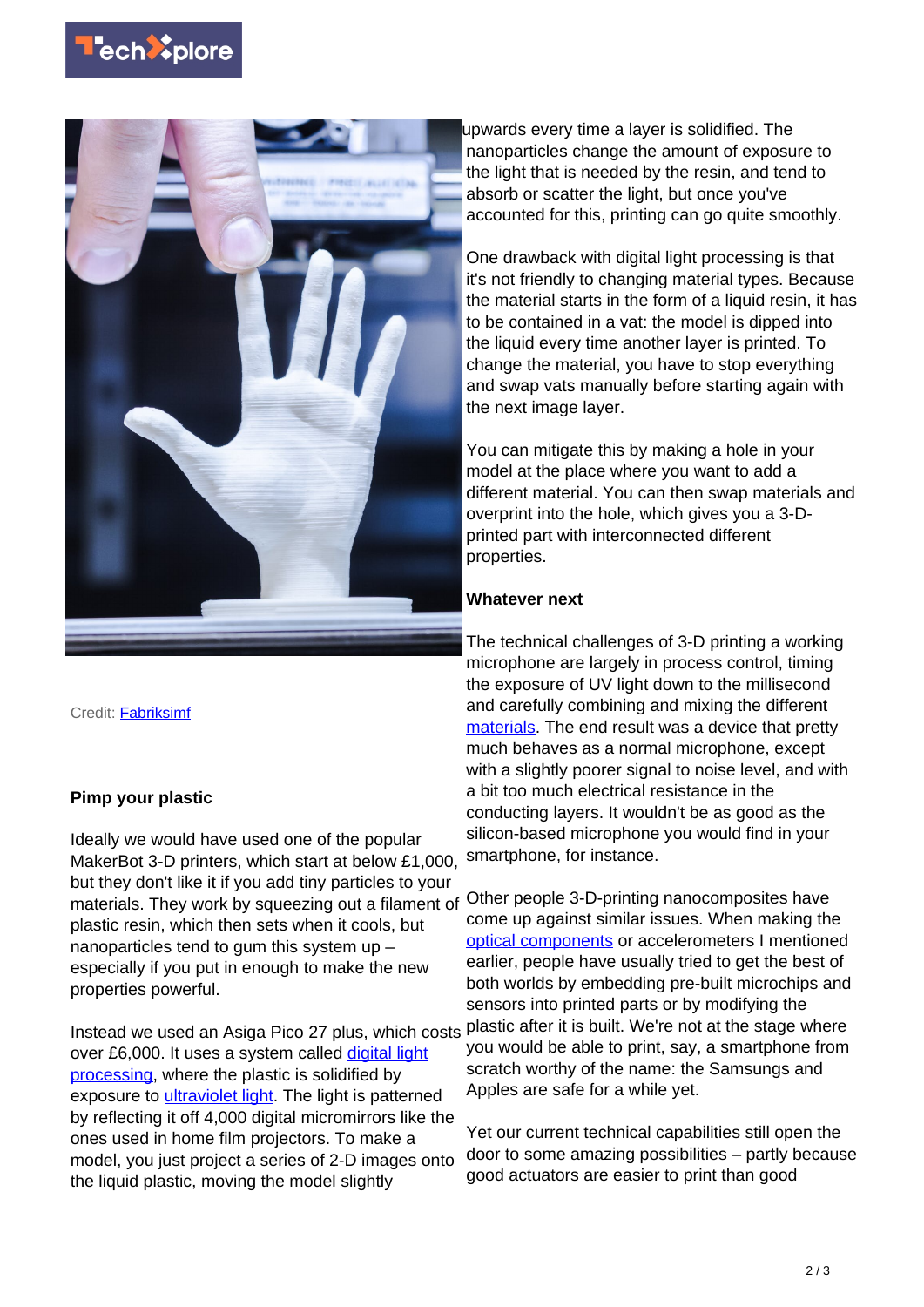Credit: Fabriksimf

## Pimp your plastic

Ideally we would have used one of the popular MakerBot 3-D printers, which start at below £1,000, but they don't like it if you add tiny particles to your materials. They work by squeezing out a filament of plastic resin, which then sets when it cools, but nanoparticles tend to gum this system up – especially if you put in enough to make the new properties powerful.

Instead we used an Asiga Pico 27 plus, which costs over £6,000. It uses a system called digital light processing, where the plastic is solidified by exposure to ultraviolet light. The light is patterned by reflecting it off 4,000 digital micromirrors like the ones used in home film projectors. To make a model, you just project a series of 2-D images onto the liquid plastic, moving the model slightly upwards every time a layer is solidified. The nanoparticles change the amount of exposure to the light that is needed by the resin, and tend to absorb or scatter the light, but once you've accounted for this, printing can go quite smoothly.

One drawback with digital light processing is that it's not friendly to changing material types. Because the material starts in the form of a liquid resin, it has to be contained in a vat: the model is dipped into the liquid every time another layer is printed. To change the material, you have to stop everything and swap vats manually before starting again with the next image layer.

You can mitigate this by making a hole in your model at the place where you want to add a different material. You can then swap materials and overprint into the hole, which gives you a 3-D-printed part with interconnected different properties.

## Whatever next

The technical challenges of 3-D printing a working microphone are largely in process control, timing the exposure of UV light down to the millisecond and carefully combining and mixing the different materials. The end result was a device that pretty much behaves as a normal microphone, except with a slightly poorer signal to noise level, and with a bit too much electrical resistance in the conducting layers. It wouldn't be as good as the silicon-based microphone you would find in your smartphone, for instance.

Other people 3-D-printing nanocomposites have come up against similar issues. When making the optical components or accelerometers I mentioned earlier, people have usually tried to get the best of both worlds by embedding pre-built microchips and sensors into printed parts or by modifying the plastic after it is built. We're not at the stage where you would be able to print, say, a smartphone from scratch worthy of the name: the Samsungs and Apples are safe for a while yet.

Yet our current technical capabilities still open the door to some amazing possibilities – partly because good actuators are easier to print than good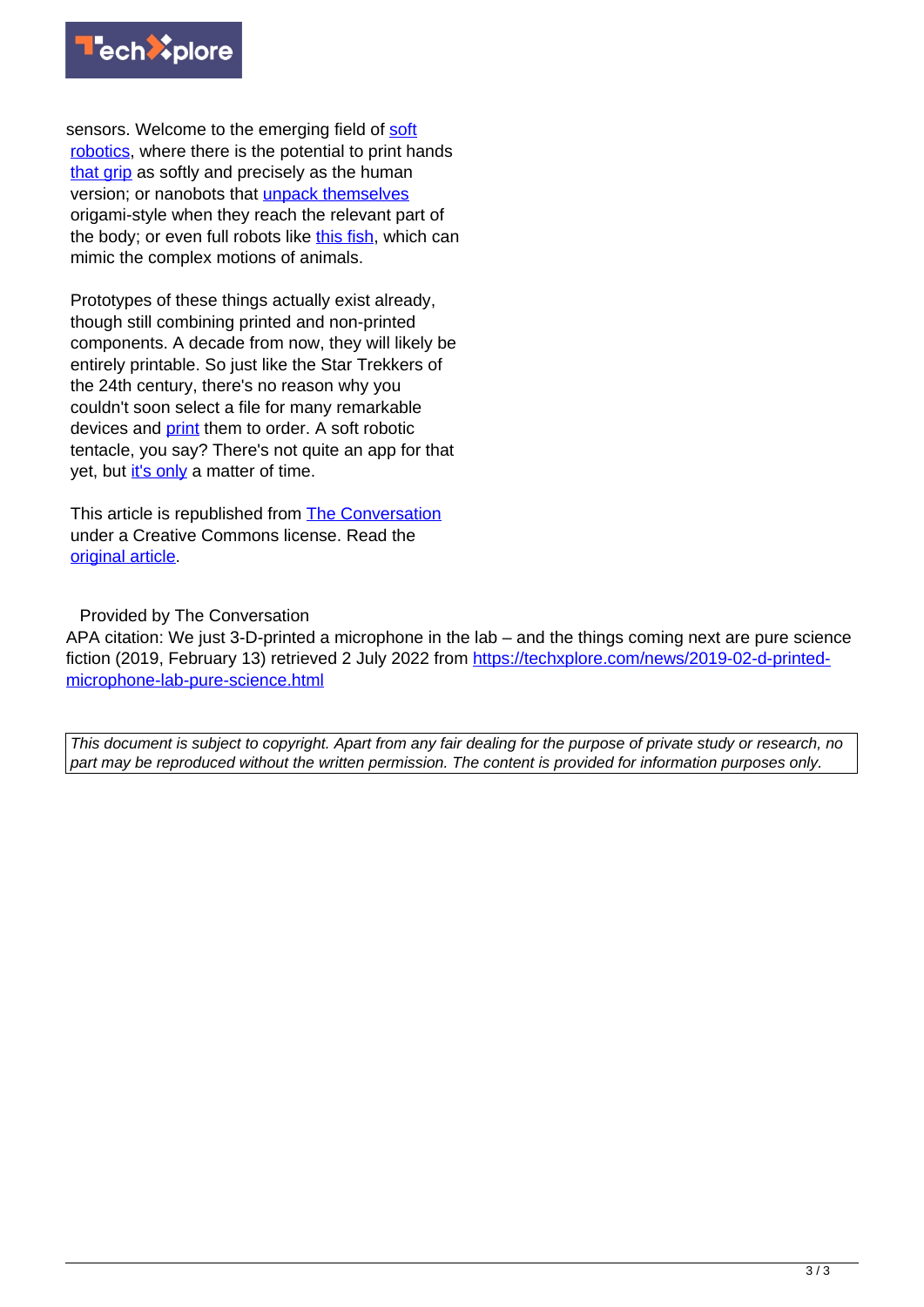sensors. Welcome to the emerging field of soft robotics, where there is the potential to print hands that grip as softly and precisely as the human version; or nanobots that unpack themselves origami-style when they reach the relevant part of the body; or even full robots like this fish, which can mimic the complex motions of animals.

Prototypes of these things actually exist already, though still combining printed and non-printed components. A decade from now, they will likely be entirely printable. So just like the Star Trekkers of the 24th century, there's no reason why you couldn't soon select a file for many remarkable devices and print them to order. A soft robotic tentacle, you say? There's not quite an app for that yet, but it's only a matter of time.

This article is republished from The Conversation under a Creative Commons license. Read the original article.

Provided by The Conversation

APA citation: We just 3-D-printed a microphone in the lab – and the things coming next are pure science fiction (2019, February 13) retrieved 2 July 2022 from https://techxplore.com/news/2019-02-d-printed-microphone-lab-pure-science.html

*This document is subject to copyright. Apart from any fair dealing for the purpose of private study or research, no part may be reproduced without the written permission. The content is provided for information purposes only.*